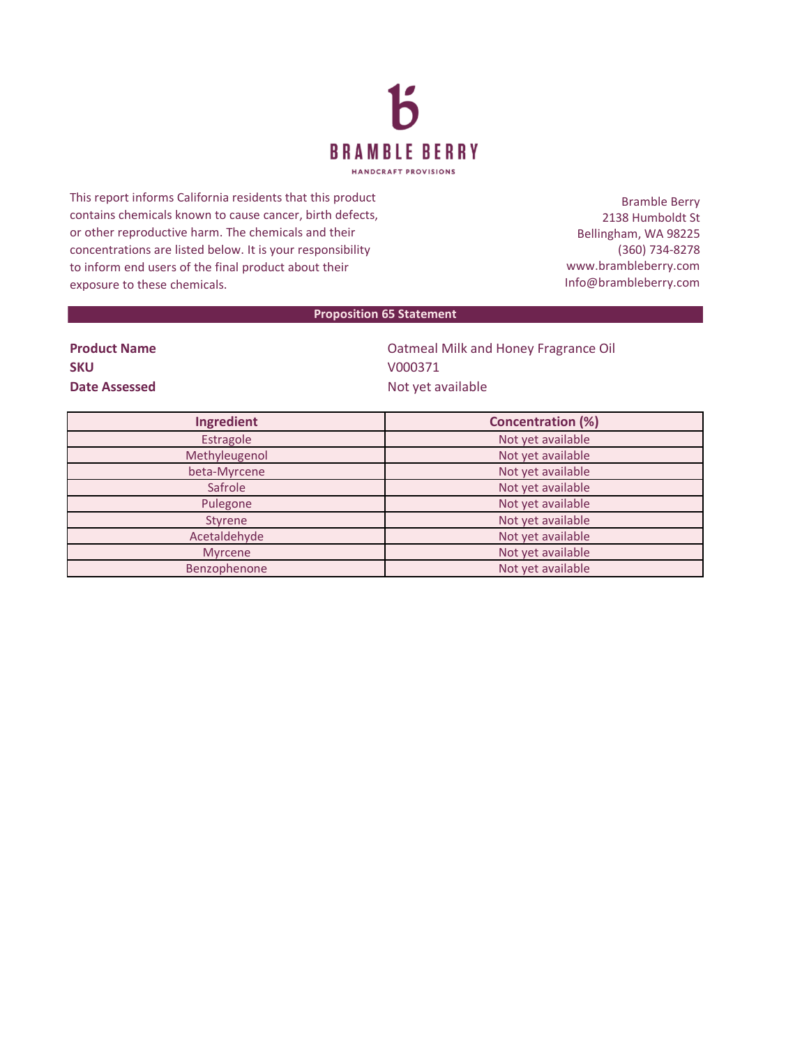# BRAMBLE BERRY

HANDCRAFT PROVISIONS

This report informs California residents that this product contains chemicals known to cause cancer, birth defects, or other reproductive harm. The chemicals and their concentrations are listed below. It is your responsibility to inform end users of the final product about their exposure to these chemicals.

Bramble Berry
2138 Humboldt St
Bellingham, WA 98225
(360) 734-8278
www.brambleberry.com
Info@brambleberry.com

## Proposition 65 Statement

**Product Name** Oatmeal Milk and Honey Fragrance Oil

**SKU** V000371

**Date Assessed** Not yet available

| Ingredient | Concentration (%) |
|---|---|
| Estragole | Not yet available |
| Methyleugenol | Not yet available |
| beta-Myrcene | Not yet available |
| Safrole | Not yet available |
| Pulegone | Not yet available |
| Styrene | Not yet available |
| Acetaldehyde | Not yet available |
| Myrcene | Not yet available |
| Benzophenone | Not yet available |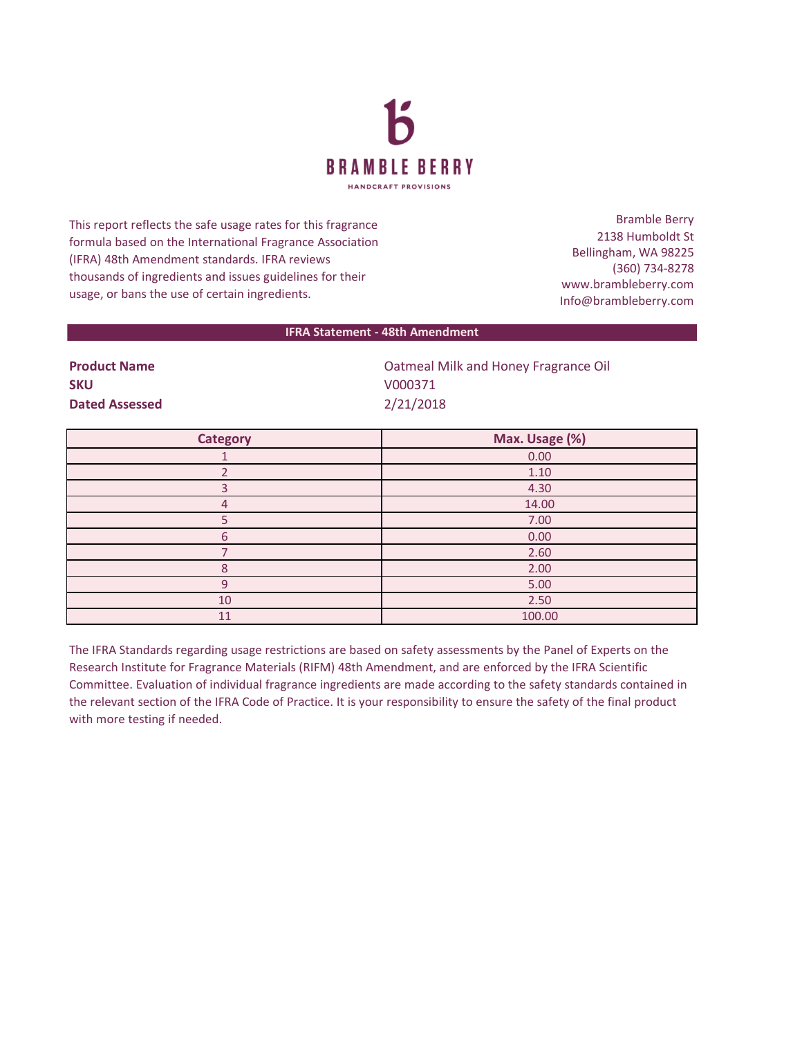# BRAMBLE BERRY

HANDCRAFT PROVISIONS

This report reflects the safe usage rates for this fragrance formula based on the International Fragrance Association (IFRA) 48th Amendment standards. IFRA reviews thousands of ingredients and issues guidelines for their usage, or bans the use of certain ingredients.

Bramble Berry
2138 Humboldt St
Bellingham, WA 98225
(360) 734-8278
www.brambleberry.com
Info@brambleberry.com

## IFRA Statement - 48th Amendment

**Product Name** Oatmeal Milk and Honey Fragrance Oil
**SKU** V000371
**Dated Assessed** 2/21/2018

| Category | Max. Usage (%) |
|---|---|
| 1 | 0.00 |
| 2 | 1.10 |
| 3 | 4.30 |
| 4 | 14.00 |
| 5 | 7.00 |
| 6 | 0.00 |
| 7 | 2.60 |
| 8 | 2.00 |
| 9 | 5.00 |
| 10 | 2.50 |
| 11 | 100.00 |

The IFRA Standards regarding usage restrictions are based on safety assessments by the Panel of Experts on the Research Institute for Fragrance Materials (RIFM) 48th Amendment, and are enforced by the IFRA Scientific Committee. Evaluation of individual fragrance ingredients are made according to the safety standards contained in the relevant section of the IFRA Code of Practice. It is your responsibility to ensure the safety of the final product with more testing if needed.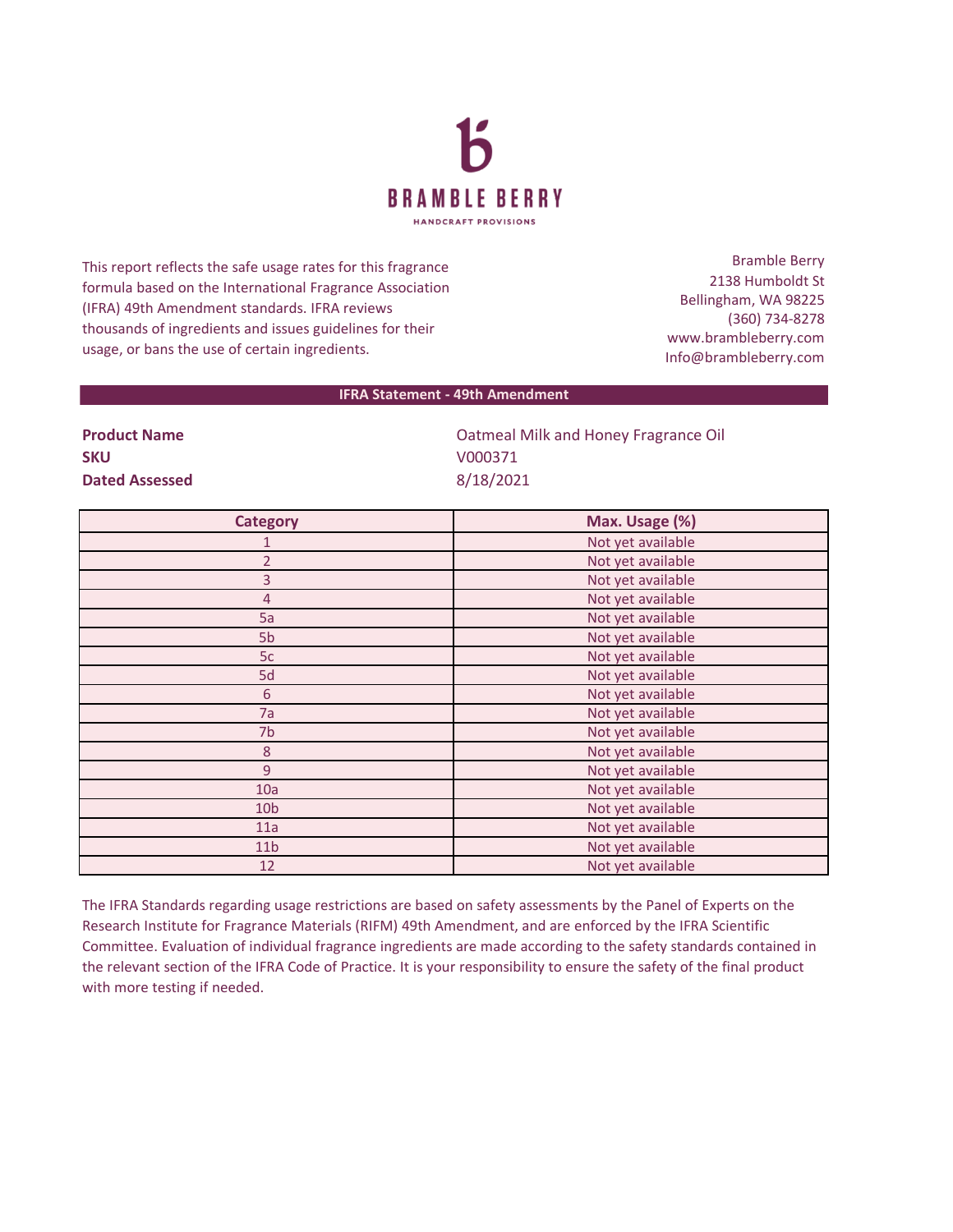# BRAMBLE BERRY

HANDCRAFT PROVISIONS

This report reflects the safe usage rates for this fragrance formula based on the International Fragrance Association (IFRA) 49th Amendment standards. IFRA reviews thousands of ingredients and issues guidelines for their usage, or bans the use of certain ingredients.

Bramble Berry
2138 Humboldt St
Bellingham, WA 98225
(360) 734-8278
www.brambleberry.com
Info@brambleberry.com

## IFRA Statement - 49th Amendment

**Product Name** Oatmeal Milk and Honey Fragrance Oil
**SKU** V000371
**Dated Assessed** 8/18/2021

| Category | Max. Usage (%) |
|---|---|
| 1 | Not yet available |
| 2 | Not yet available |
| 3 | Not yet available |
| 4 | Not yet available |
| 5a | Not yet available |
| 5b | Not yet available |
| 5c | Not yet available |
| 5d | Not yet available |
| 6 | Not yet available |
| 7a | Not yet available |
| 7b | Not yet available |
| 8 | Not yet available |
| 9 | Not yet available |
| 10a | Not yet available |
| 10b | Not yet available |
| 11a | Not yet available |
| 11b | Not yet available |
| 12 | Not yet available |

The IFRA Standards regarding usage restrictions are based on safety assessments by the Panel of Experts on the Research Institute for Fragrance Materials (RIFM) 49th Amendment, and are enforced by the IFRA Scientific Committee. Evaluation of individual fragrance ingredients are made according to the safety standards contained in the relevant section of the IFRA Code of Practice. It is your responsibility to ensure the safety of the final product with more testing if needed.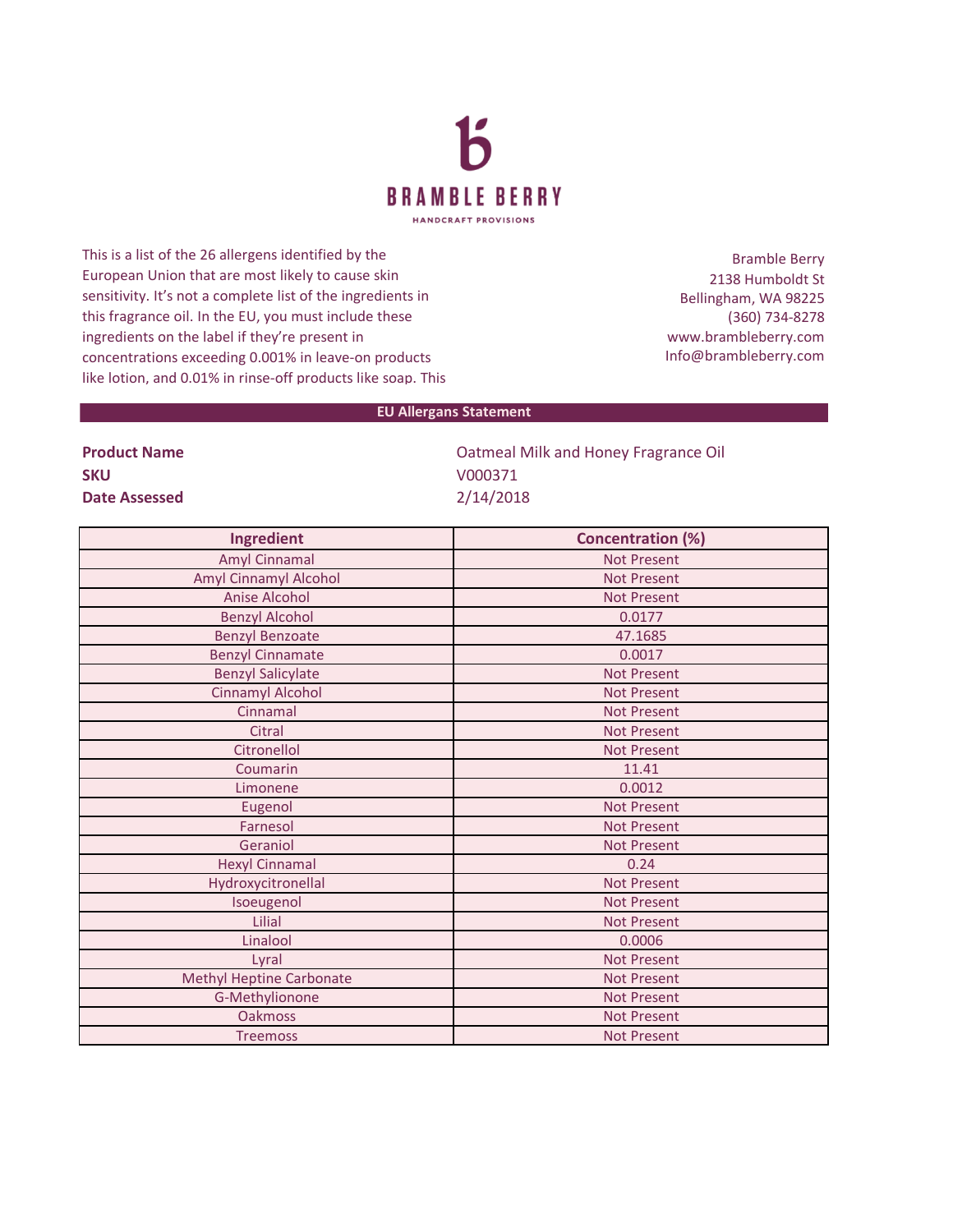# BRAMBLE BERRY

HANDCRAFT PROVISIONS

This is a list of the 26 allergens identified by the European Union that are most likely to cause skin sensitivity. It's not a complete list of the ingredients in this fragrance oil. In the EU, you must include these ingredients on the label if they're present in concentrations exceeding 0.001% in leave-on products like lotion, and 0.01% in rinse-off products like soap. This

Bramble Berry
2138 Humboldt St
Bellingham, WA 98225
(360) 734-8278
www.brambleberry.com
Info@brambleberry.com

## EU Allergans Statement

**Product Name** Oatmeal Milk and Honey Fragrance Oil
**SKU** V000371
**Date Assessed** 2/14/2018

| Ingredient | Concentration (%) |
|---|---|
| Amyl Cinnamal | Not Present |
| Amyl Cinnamyl Alcohol | Not Present |
| Anise Alcohol | Not Present |
| Benzyl Alcohol | 0.0177 |
| Benzyl Benzoate | 47.1685 |
| Benzyl Cinnamate | 0.0017 |
| Benzyl Salicylate | Not Present |
| Cinnamyl Alcohol | Not Present |
| Cinnamal | Not Present |
| Citral | Not Present |
| Citronellol | Not Present |
| Coumarin | 11.41 |
| Limonene | 0.0012 |
| Eugenol | Not Present |
| Farnesol | Not Present |
| Geraniol | Not Present |
| Hexyl Cinnamal | 0.24 |
| Hydroxycitronellal | Not Present |
| Isoeugenol | Not Present |
| Lilial | Not Present |
| Linalool | 0.0006 |
| Lyral | Not Present |
| Methyl Heptine Carbonate | Not Present |
| G-Methylionone | Not Present |
| Oakmoss | Not Present |
| Treemoss | Not Present |